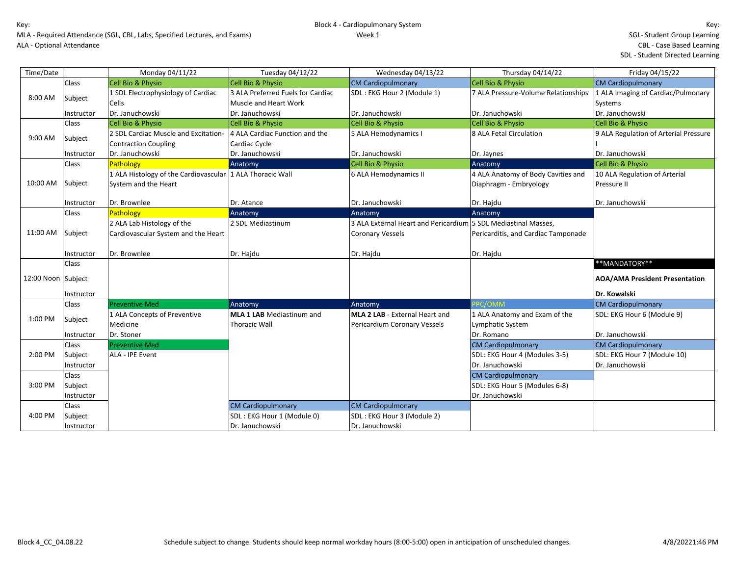Key:
MLA - Required Attendance (SGL, CBL, Labs, Specified Lectures, and Exams)
ALA - Optional Attendance

Block 4 - Cardiopulmonary System
Week 1

Key:
SGL- Student Group Learning
CBL - Case Based Learning
SDL - Student Directed Learning

| Time/Date | | Monday 04/11/22 | Tuesday 04/12/22 | Wednesday 04/13/22 | Thursday 04/14/22 | Friday 04/15/22 |
|---|---|---|---|---|---|---|
| 8:00 AM | Class | Cell Bio & Physio | Cell Bio & Physio | CM Cardiopulmonary | Cell Bio & Physio | CM Cardiopulmonary |
| | Subject | 1 SDL Electrophysiology of Cardiac Cells | 3 ALA Preferred Fuels for Cardiac Muscle and Heart Work | SDL : EKG Hour 2 (Module 1) | 7 ALA Pressure-Volume Relationships | 1 ALA Imaging of Cardiac/Pulmonary Systems |
| | Instructor | Dr. Januchowski | Dr. Januchowski | Dr. Januchowski | Dr. Januchowski | Dr. Januchowski |
| 9:00 AM | Class | Cell Bio & Physio | Cell Bio & Physio | Cell Bio & Physio | Cell Bio & Physio | Cell Bio & Physio |
| | Subject | 2 SDL Cardiac Muscle and Excitation-Contraction Coupling | 4 ALA Cardiac Function and the Cardiac Cycle | 5 ALA Hemodynamics I | 8 ALA Fetal Circulation | 9 ALA Regulation of Arterial Pressure I |
| | Instructor | Dr. Januchowski | Dr. Januchowski | Dr. Januchowski | Dr. Jaynes | Dr. Januchowski |
| 10:00 AM | Class | Pathology | Anatomy | Cell Bio & Physio | Anatomy | Cell Bio & Physio |
| | Subject | 1 ALA Histology of the Cardiovascular System and the Heart | 1 ALA Thoracic Wall | 6 ALA Hemodynamics II | 4 ALA Anatomy of Body Cavities and Diaphragm - Embryology | 10 ALA Regulation of Arterial Pressure II |
| | Instructor | Dr. Brownlee | Dr. Atance | Dr. Januchowski | Dr. Hajdu | Dr. Januchowski |
| 11:00 AM | Class | Pathology | Anatomy | Anatomy | Anatomy | |
| | Subject | 2 ALA Lab Histology of the Cardiovascular System and the Heart | 2 SDL Mediastinum | 3 ALA External Heart and Pericardium Coronary Vessels | 5 SDL Mediastinal Masses, Pericarditis, and Cardiac Tamponade | |
| | Instructor | Dr. Brownlee | Dr. Hajdu | Dr. Hajdu | Dr. Hajdu | |
| 12:00 Noon | Class | | | | | **MANDATORY** |
| | Subject | | | | | **AOA/AMA President Presentation** |
| | Instructor | | | | | **Dr. Kowalski** |
| 1:00 PM | Class | Preventive Med | Anatomy | Anatomy | PPC/OMM | CM Cardiopulmonary |
| | Subject | 1 ALA Concepts of Preventive Medicine | **MLA 1 LAB** Mediastinum and Thoracic Wall | **MLA 2 LAB** - External Heart and Pericardium Coronary Vessels | 1 ALA Anatomy and Exam of the Lymphatic System | SDL: EKG Hour 6 (Module 9) |
| | Instructor | Dr. Stoner | | | Dr. Romano | Dr. Januchowski |
| 2:00 PM | Class | Preventive Med | | | CM Cardiopulmonary | CM Cardiopulmonary |
| | Subject | ALA - IPE Event | | | SDL: EKG Hour 4 (Modules 3-5) | SDL: EKG Hour 7 (Module 10) |
| | Instructor | | | | Dr. Januchowski | Dr. Januchowski |
| 3:00 PM | Class | | | | CM Cardiopulmonary | |
| | Subject | | | | SDL: EKG Hour 5 (Modules 6-8) | |
| | Instructor | | | | Dr. Januchowski | |
| 4:00 PM | Class | | CM Cardiopulmonary | CM Cardiopulmonary | | |
| | Subject | | SDL : EKG Hour 1 (Module 0) | SDL : EKG Hour 3 (Module 2) | | |
| | Instructor | | Dr. Januchowski | Dr. Januchowski | | |

Block 4_CC_04.08.22    Schedule subject to change. Students should keep normal workday hours (8:00-5:00) open in anticipation of unscheduled changes.    4/8/20221:46 PM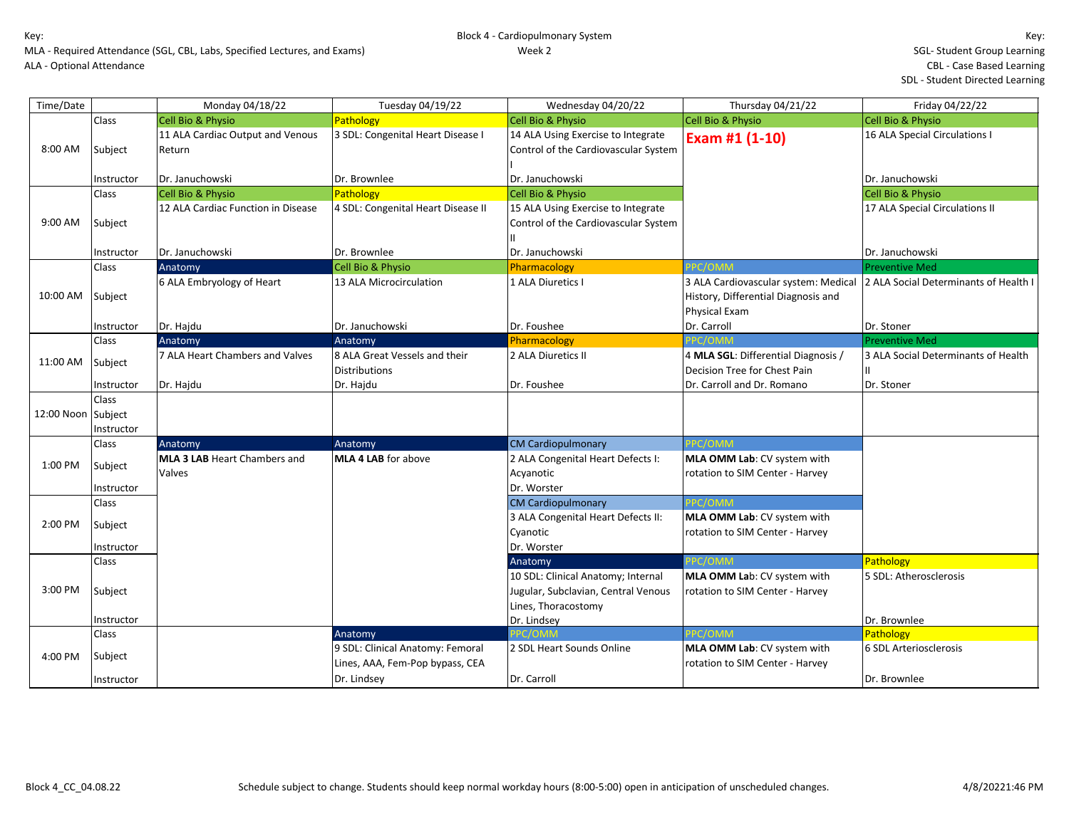Key:
MLA - Required Attendance (SGL, CBL, Labs, Specified Lectures, and Exams)
ALA - Optional Attendance

Block 4 - Cardiopulmonary System
Week 2

Key:
SGL- Student Group Learning
CBL - Case Based Learning
SDL - Student Directed Learning

| Time/Date | | Monday 04/18/22 | Tuesday 04/19/22 | Wednesday 04/20/22 | Thursday 04/21/22 | Friday 04/22/22 |
|---|---|---|---|---|---|---|
| 8:00 AM | Class | Cell Bio & Physio | Pathology | Cell Bio & Physio | Cell Bio & Physio | Cell Bio & Physio |
| | Subject | 11 ALA Cardiac Output and Venous Return | 3 SDL: Congenital Heart Disease I | 14 ALA Using Exercise to Integrate Control of the Cardiovascular System I | **Exam #1 (1-10)** | 16 ALA Special Circulations I |
| | Instructor | Dr. Januchowski | Dr. Brownlee | Dr. Januchowski | | Dr. Januchowski |
| 9:00 AM | Class | Cell Bio & Physio | Pathology | Cell Bio & Physio | | Cell Bio & Physio |
| | Subject | 12 ALA Cardiac Function in Disease | 4 SDL: Congenital Heart Disease II | 15 ALA Using Exercise to Integrate Control of the Cardiovascular System II | | 17 ALA Special Circulations II |
| | Instructor | Dr. Januchowski | Dr. Brownlee | Dr. Januchowski | | Dr. Januchowski |
| 10:00 AM | Class | Anatomy | Cell Bio & Physio | Pharmacology | PPC/OMM | Preventive Med |
| | Subject | 6 ALA Embryology of Heart | 13 ALA Microcirculation | 1 ALA Diuretics I | 3 ALA Cardiovascular system: Medical History, Differential Diagnosis and Physical Exam | 2 ALA Social Determinants of Health I |
| | Instructor | Dr. Hajdu | Dr. Januchowski | Dr. Foushee | Dr. Carroll | Dr. Stoner |
| 11:00 AM | Class | Anatomy | Anatomy | Pharmacology | PPC/OMM | Preventive Med |
| | Subject | 7 ALA Heart Chambers and Valves | 8 ALA Great Vessels and their Distributions | 2 ALA Diuretics II | 4 **MLA SGL**: Differential Diagnosis / Decision Tree for Chest Pain | 3 ALA Social Determinants of Health II |
| | Instructor | Dr. Hajdu | Dr. Hajdu | Dr. Foushee | Dr. Carroll and Dr. Romano | Dr. Stoner |
| 12:00 Noon | Class | | | | | |
| | Subject | | | | | |
| | Instructor | | | | | |
| 1:00 PM | Class | Anatomy | Anatomy | CM Cardiopulmonary | PPC/OMM | |
| | Subject | **MLA 3 LAB** Heart Chambers and Valves | **MLA 4 LAB** for above | 2 ALA Congenital Heart Defects I: Acyanotic | **MLA OMM Lab**: CV system with rotation to SIM Center - Harvey | |
| | Instructor | | | Dr. Worster | | |
| 2:00 PM | Class | | | CM Cardiopulmonary | PPC/OMM | |
| | Subject | | | 3 ALA Congenital Heart Defects II: Cyanotic | **MLA OMM Lab**: CV system with rotation to SIM Center - Harvey | |
| | Instructor | | | Dr. Worster | | |
| 3:00 PM | Class | | | Anatomy | PPC/OMM | Pathology |
| | Subject | | | 10 SDL: Clinical Anatomy; Internal Jugular, Subclavian, Central Venous Lines, Thoracostomy | **MLA OMM Lab**: CV system with rotation to SIM Center - Harvey | 5 SDL: Atherosclerosis |
| | Instructor | | | Dr. Lindsey | | Dr. Brownlee |
| 4:00 PM | Class | | Anatomy | PPC/OMM | PPC/OMM | Pathology |
| | Subject | | 9 SDL: Clinical Anatomy: Femoral Lines, AAA, Fem-Pop bypass, CEA | 2 SDL Heart Sounds Online | **MLA OMM Lab**: CV system with rotation to SIM Center - Harvey | 6 SDL Arteriosclerosis |
| | Instructor | | Dr. Lindsey | Dr. Carroll | | Dr. Brownlee |

Block 4_CC_04.08.22 — Schedule subject to change. Students should keep normal workday hours (8:00-5:00) open in anticipation of unscheduled changes. — 4/8/20221:46 PM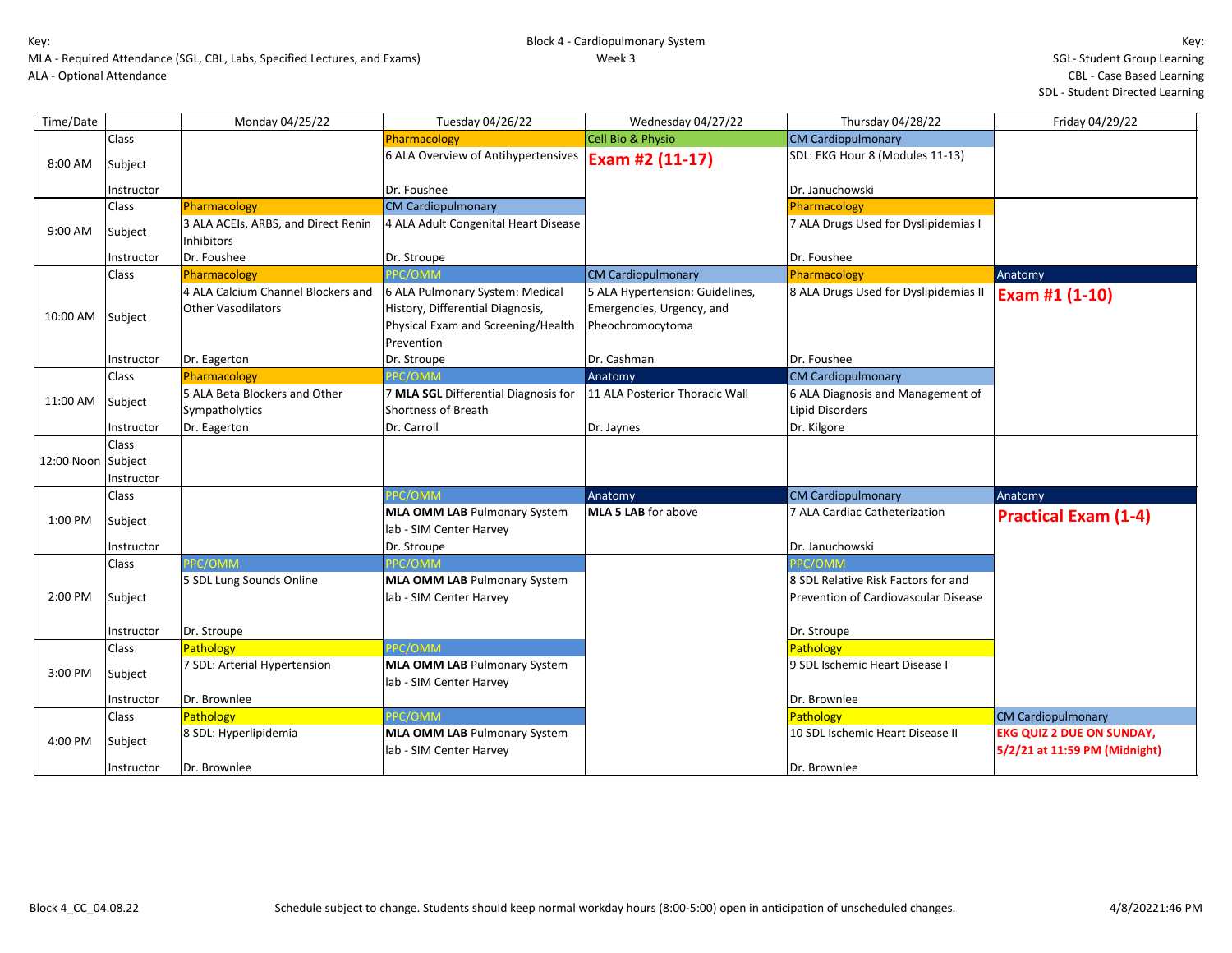Key:
MLA - Required Attendance (SGL, CBL, Labs, Specified Lectures, and Exams)
ALA - Optional Attendance

Block 4 - Cardiopulmonary System
Week 3

Key:
SGL- Student Group Learning
CBL - Case Based Learning
SDL - Student Directed Learning

| Time/Date | | Monday 04/25/22 | Tuesday 04/26/22 | Wednesday 04/27/22 | Thursday 04/28/22 | Friday 04/29/22 |
|---|---|---|---|---|---|---|
| 8:00 AM | Class | | Pharmacology | Cell Bio & Physio | CM Cardiopulmonary | |
| | Subject | | 6 ALA Overview of Antihypertensives | **Exam #2 (11-17)** | SDL: EKG Hour 8 (Modules 11-13) | |
| | Instructor | | Dr. Foushee | | Dr. Januchowski | |
| 9:00 AM | Class | Pharmacology | CM Cardiopulmonary | | Pharmacology | |
| | Subject | 3 ALA ACEIs, ARBS, and Direct Renin Inhibitors | 4 ALA Adult Congenital Heart Disease | | 7 ALA Drugs Used for Dyslipidemias I | |
| | Instructor | Dr. Foushee | Dr. Stroupe | | Dr. Foushee | |
| 10:00 AM | Class | Pharmacology | PPC/OMM | CM Cardiopulmonary | Pharmacology | Anatomy |
| | Subject | 4 ALA Calcium Channel Blockers and Other Vasodilators | 6 ALA Pulmonary System: Medical History, Differential Diagnosis, Physical Exam and Screening/Health Prevention | 5 ALA Hypertension: Guidelines, Emergencies, Urgency, and Pheochromocytoma | 8 ALA Drugs Used for Dyslipidemias II | **Exam #1 (1-10)** |
| | Instructor | Dr. Eagerton | Dr. Stroupe | Dr. Cashman | Dr. Foushee | |
| 11:00 AM | Class | Pharmacology | PPC/OMM | Anatomy | CM Cardiopulmonary | |
| | Subject | 5 ALA Beta Blockers and Other Sympatholytics | 7 **MLA SGL** Differential Diagnosis for Shortness of Breath | 11 ALA Posterior Thoracic Wall | 6 ALA Diagnosis and Management of Lipid Disorders | |
| | Instructor | Dr. Eagerton | Dr. Carroll | Dr. Jaynes | Dr. Kilgore | |
| 12:00 Noon | Class | | | | | |
| | Subject | | | | | |
| | Instructor | | | | | |
| 1:00 PM | Class | | PPC/OMM | Anatomy | CM Cardiopulmonary | Anatomy |
| | Subject | | **MLA OMM LAB** Pulmonary System lab - SIM Center Harvey | **MLA 5 LAB** for above | 7 ALA Cardiac Catheterization | **Practical Exam (1-4)** |
| | Instructor | | Dr. Stroupe | | Dr. Januchowski | |
| 2:00 PM | Class | PPC/OMM | PPC/OMM | | PPC/OMM | |
| | Subject | 5 SDL Lung Sounds Online | **MLA OMM LAB** Pulmonary System lab - SIM Center Harvey | | 8 SDL Relative Risk Factors for and Prevention of Cardiovascular Disease | |
| | Instructor | Dr. Stroupe | | | Dr. Stroupe | |
| 3:00 PM | Class | Pathology | PPC/OMM | | Pathology | |
| | Subject | 7 SDL: Arterial Hypertension | **MLA OMM LAB** Pulmonary System lab - SIM Center Harvey | | 9 SDL Ischemic Heart Disease I | |
| | Instructor | Dr. Brownlee | | | Dr. Brownlee | |
| 4:00 PM | Class | Pathology | PPC/OMM | | Pathology | CM Cardiopulmonary |
| | Subject | 8 SDL: Hyperlipidemia | **MLA OMM LAB** Pulmonary System lab - SIM Center Harvey | | 10 SDL Ischemic Heart Disease II | **EKG QUIZ 2 DUE ON SUNDAY, 5/2/21 at 11:59 PM (Midnight)** |
| | Instructor | Dr. Brownlee | | | Dr. Brownlee | |

Block 4_CC_04.08.22

Schedule subject to change. Students should keep normal workday hours (8:00-5:00) open in anticipation of unscheduled changes.

4/8/20221:46 PM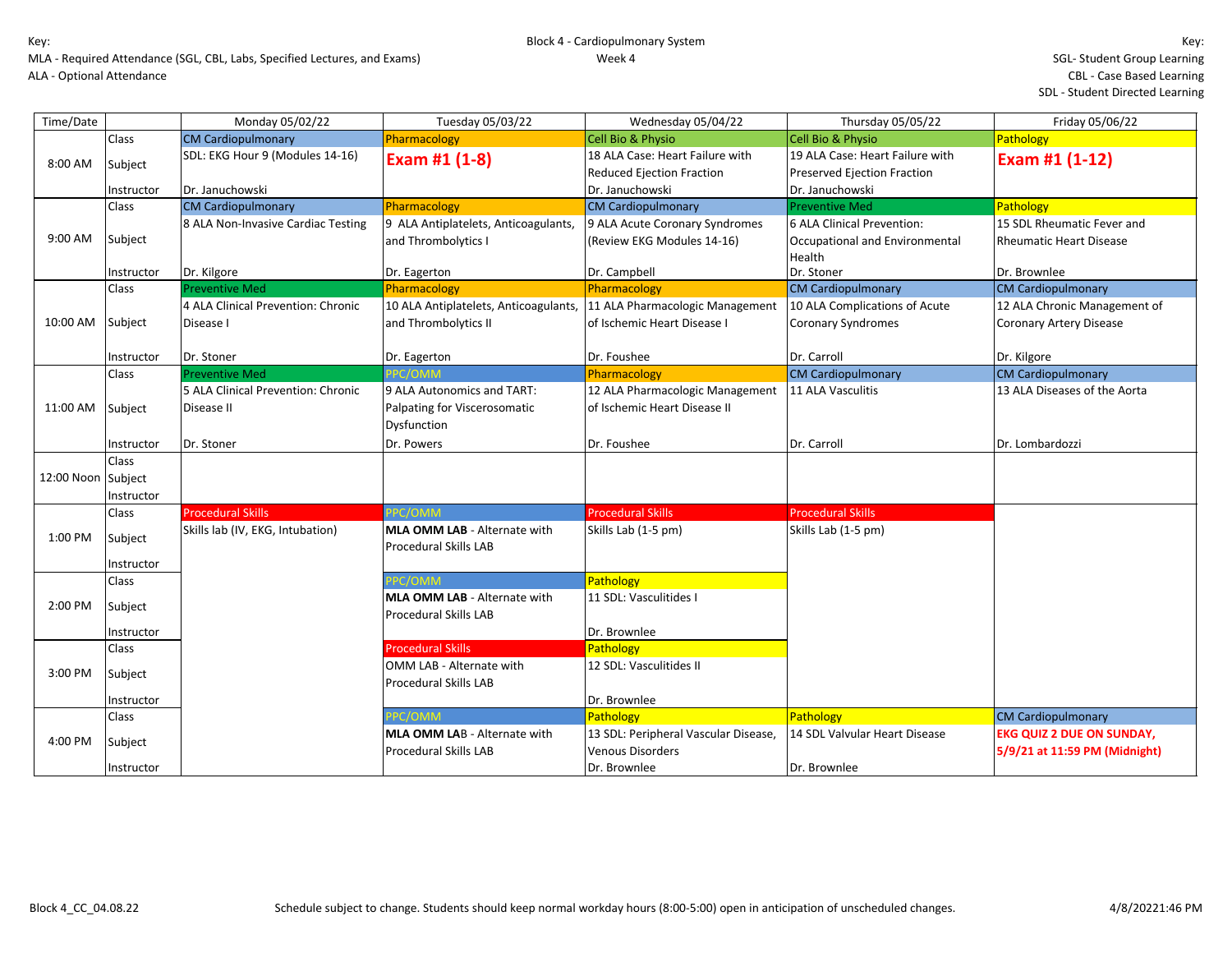Key:
MLA - Required Attendance (SGL, CBL, Labs, Specified Lectures, and Exams)
ALA - Optional Attendance

Block 4 - Cardiopulmonary System
Week 4

Key:
SGL- Student Group Learning
CBL - Case Based Learning
SDL - Student Directed Learning

| Time/Date | | Monday 05/02/22 | Tuesday 05/03/22 | Wednesday 05/04/22 | Thursday 05/05/22 | Friday 05/06/22 |
|---|---|---|---|---|---|---|
| 8:00 AM | Class | CM Cardiopulmonary | Pharmacology | Cell Bio & Physio | Cell Bio & Physio | Pathology |
| | Subject | SDL: EKG Hour 9 (Modules 14-16) | **Exam #1 (1-8)** | 18 ALA Case: Heart Failure with Reduced Ejection Fraction | 19 ALA Case: Heart Failure with Preserved Ejection Fraction | **Exam #1 (1-12)** |
| | Instructor | Dr. Januchowski | | Dr. Januchowski | Dr. Januchowski | |
| 9:00 AM | Class | CM Cardiopulmonary | Pharmacology | CM Cardiopulmonary | Preventive Med | Pathology |
| | Subject | 8 ALA Non-Invasive Cardiac Testing | 9 ALA Antiplatelets, Anticoagulants, and Thrombolytics I | 9 ALA Acute Coronary Syndromes (Review EKG Modules 14-16) | 6 ALA Clinical Prevention: Occupational and Environmental Health | 15 SDL Rheumatic Fever and Rheumatic Heart Disease |
| | Instructor | Dr. Kilgore | Dr. Eagerton | Dr. Campbell | Dr. Stoner | Dr. Brownlee |
| 10:00 AM | Class | Preventive Med | Pharmacology | Pharmacology | CM Cardiopulmonary | CM Cardiopulmonary |
| | Subject | 4 ALA Clinical Prevention: Chronic Disease I | 10 ALA Antiplatelets, Anticoagulants, and Thrombolytics II | 11 ALA Pharmacologic Management of Ischemic Heart Disease I | 10 ALA Complications of Acute Coronary Syndromes | 12 ALA Chronic Management of Coronary Artery Disease |
| | Instructor | Dr. Stoner | Dr. Eagerton | Dr. Foushee | Dr. Carroll | Dr. Kilgore |
| 11:00 AM | Class | Preventive Med | PPC/OMM | Pharmacology | CM Cardiopulmonary | CM Cardiopulmonary |
| | Subject | 5 ALA Clinical Prevention: Chronic Disease II | 9 ALA Autonomics and TART: Palpating for Viscerosomatic Dysfunction | 12 ALA Pharmacologic Management of Ischemic Heart Disease II | 11 ALA Vasculitis | 13 ALA Diseases of the Aorta |
| | Instructor | Dr. Stoner | Dr. Powers | Dr. Foushee | Dr. Carroll | Dr. Lombardozzi |
| 12:00 Noon | Class | | | | | |
| | Subject | | | | | |
| | Instructor | | | | | |
| 1:00 PM | Class | Procedural Skills | PPC/OMM | Procedural Skills | Procedural Skills | |
| | Subject | Skills lab (IV, EKG, Intubation) | **MLA OMM LAB** - Alternate with Procedural Skills LAB | Skills Lab (1-5 pm) | Skills Lab (1-5 pm) | |
| | Instructor | | | | | |
| 2:00 PM | Class | | PPC/OMM | Pathology | | |
| | Subject | | **MLA OMM LAB** - Alternate with Procedural Skills LAB | 11 SDL: Vasculitides I | | |
| | Instructor | | | Dr. Brownlee | | |
| 3:00 PM | Class | | Procedural Skills | Pathology | | |
| | Subject | | OMM LAB - Alternate with Procedural Skills LAB | 12 SDL: Vasculitides II | | |
| | Instructor | | | Dr. Brownlee | | |
| 4:00 PM | Class | | PPC/OMM | Pathology | Pathology | CM Cardiopulmonary |
| | Subject | | **MLA OMM LA**B - Alternate with Procedural Skills LAB | 13 SDL: Peripheral Vascular Disease, Venous Disorders | 14 SDL Valvular Heart Disease | **EKG QUIZ 2 DUE ON SUNDAY, 5/9/21 at 11:59 PM (Midnight)** |
| | Instructor | | | Dr. Brownlee | Dr. Brownlee | |

Block 4_CC_04.08.22 Schedule subject to change. Students should keep normal workday hours (8:00-5:00) open in anticipation of unscheduled changes. 4/8/20221:46 PM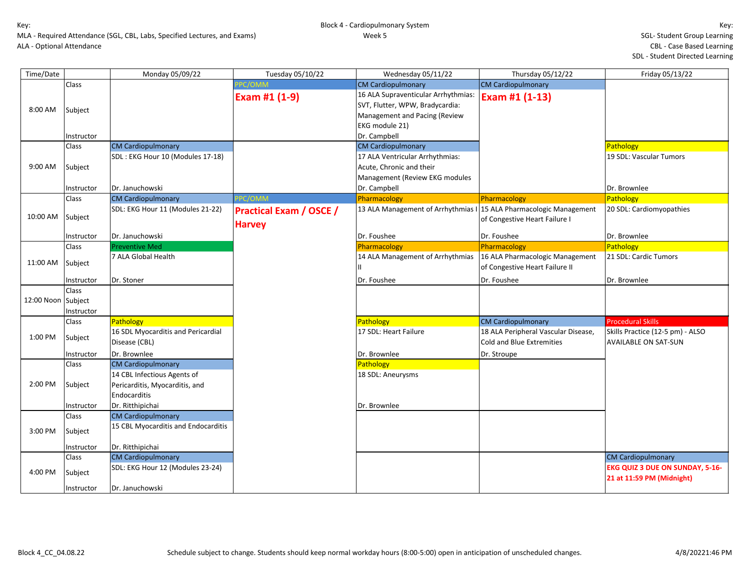Key:
MLA - Required Attendance (SGL, CBL, Labs, Specified Lectures, and Exams)
ALA - Optional Attendance

Block 4 - Cardiopulmonary System
Week 5

Key:
SGL- Student Group Learning
CBL - Case Based Learning
SDL - Student Directed Learning

| Time/Date | | Monday 05/09/22 | Tuesday 05/10/22 | Wednesday 05/11/22 | Thursday 05/12/22 | Friday 05/13/22 |
|---|---|---|---|---|---|---|
| 8:00 AM | Class | | PPC/OMM | CM Cardiopulmonary | CM Cardiopulmonary | |
| | Subject | | **Exam #1 (1-9)** | 16 ALA Supraventicular Arrhythmias: SVT, Flutter, WPW, Bradycardia: Management and Pacing (Review EKG module 21) | **Exam #1 (1-13)** | |
| | Instructor | | | Dr. Campbell | | |
| 9:00 AM | Class | CM Cardiopulmonary | | CM Cardiopulmonary | | Pathology |
| | Subject | SDL : EKG Hour 10 (Modules 17-18) | | 17 ALA Ventricular Arrhythmias: Acute, Chronic and their Management (Review EKG modules | | 19 SDL: Vascular Tumors |
| | Instructor | Dr. Januchowski | | Dr. Campbell | | Dr. Brownlee |
| 10:00 AM | Class | CM Cardiopulmonary | PPC/OMM | Pharmacology | Pharmacology | Pathology |
| | Subject | SDL: EKG Hour 11 (Modules 21-22) | **Practical Exam / OSCE / Harvey** | 13 ALA Management of Arrhythmias I | 15 ALA Pharmacologic Management of Congestive Heart Failure I | 20 SDL: Cardiomyopathies |
| | Instructor | Dr. Januchowski | | Dr. Foushee | Dr. Foushee | Dr. Brownlee |
| 11:00 AM | Class | Preventive Med | | Pharmacology | Pharmacology | Pathology |
| | Subject | 7 ALA Global Health | | 14 ALA Management of Arrhythmias II | 16 ALA Pharmacologic Management of Congestive Heart Failure II | 21 SDL: Cardic Tumors |
| | Instructor | Dr. Stoner | | Dr. Foushee | Dr. Foushee | Dr. Brownlee |
| 12:00 Noon | Class | | | | | |
| | Subject | | | | | |
| | Instructor | | | | | |
| 1:00 PM | Class | Pathology | | Pathology | CM Cardiopulmonary | Procedural Skills |
| | Subject | 16 SDL Myocarditis and Pericardial Disease (CBL) | | 17 SDL: Heart Failure | 18 ALA Peripheral Vascular Disease, Cold and Blue Extremities | Skills Practice (12-5 pm) - ALSO AVAILABLE ON SAT-SUN |
| | Instructor | Dr. Brownlee | | Dr. Brownlee | Dr. Stroupe | |
| 2:00 PM | Class | CM Cardiopulmonary | | Pathology | | |
| | Subject | 14 CBL Infectious Agents of Pericarditis, Myocarditis, and Endocarditis | | 18 SDL: Aneurysms | | |
| | Instructor | Dr. Ritthipichai | | Dr. Brownlee | | |
| 3:00 PM | Class | CM Cardiopulmonary | | | | |
| | Subject | 15 CBL Myocarditis and Endocarditis | | | | |
| | Instructor | Dr. Ritthipichai | | | | |
| 4:00 PM | Class | CM Cardiopulmonary | | | | CM Cardiopulmonary |
| | Subject | SDL: EKG Hour 12 (Modules 23-24) | | | | **EKG QUIZ 3 DUE ON SUNDAY, 5-16-21 at 11:59 PM (Midnight)** |
| | Instructor | Dr. Januchowski | | | | |

Block 4_CC_04.08.22 — Schedule subject to change. Students should keep normal workday hours (8:00-5:00) open in anticipation of unscheduled changes. — 4/8/20221:46 PM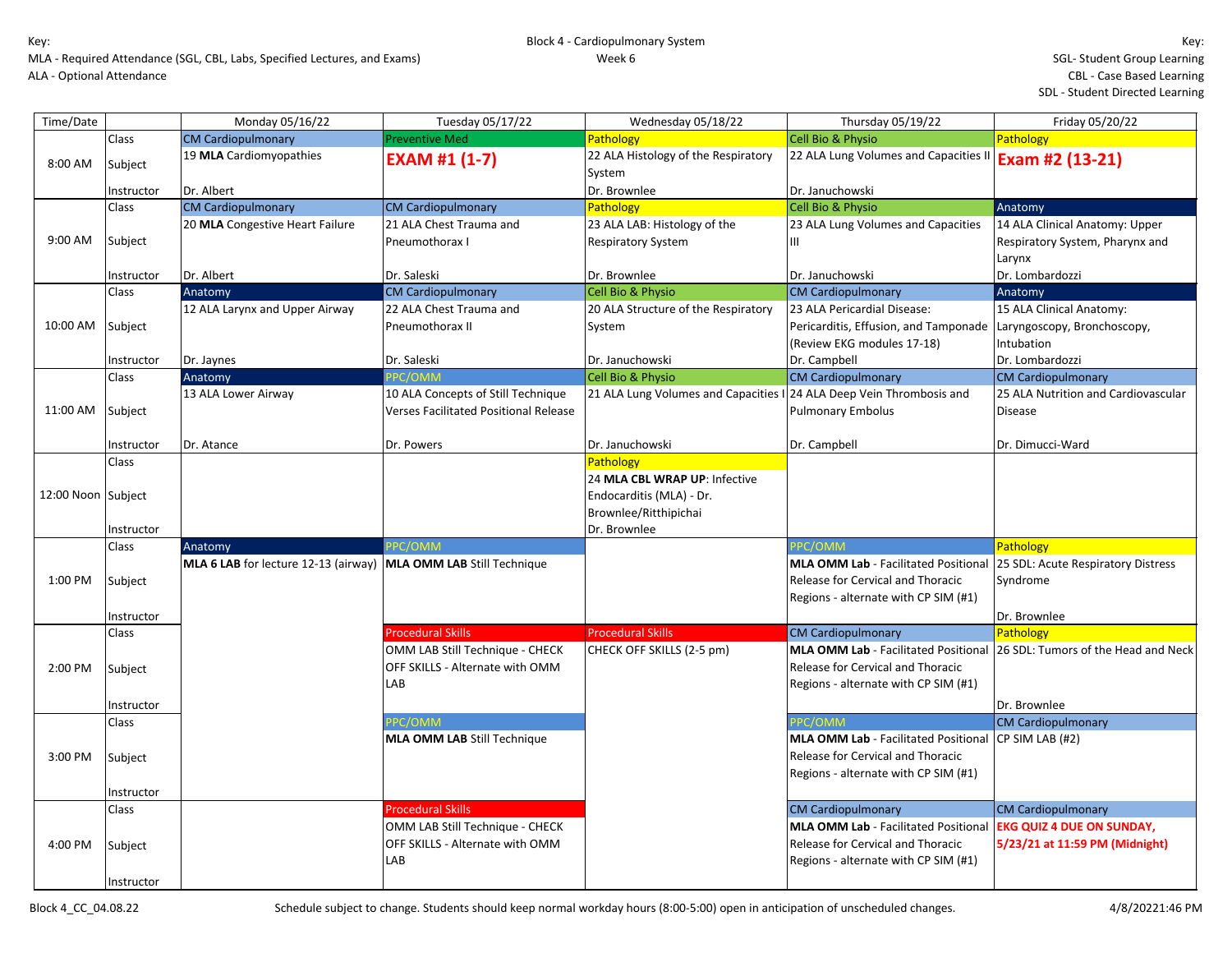Key:
MLA - Required Attendance (SGL, CBL, Labs, Specified Lectures, and Exams)
ALA - Optional Attendance

Block 4 - Cardiopulmonary System
Week 6

Key:
SGL- Student Group Learning
CBL - Case Based Learning
SDL - Student Directed Learning

| Time/Date | | Monday 05/16/22 | Tuesday 05/17/22 | Wednesday 05/18/22 | Thursday 05/19/22 | Friday 05/20/22 |
|---|---|---|---|---|---|---|
| 8:00 AM | Class | CM Cardiopulmonary | Preventive Med | Pathology | Cell Bio & Physio | Pathology |
| | Subject | 19 **MLA** Cardiomyopathies | **EXAM #1 (1-7)** | 22 ALA Histology of the Respiratory System | 22 ALA Lung Volumes and Capacities II | **Exam #2 (13-21)** |
| | Instructor | Dr. Albert | | Dr. Brownlee | Dr. Januchowski | |
| 9:00 AM | Class | CM Cardiopulmonary | CM Cardiopulmonary | Pathology | Cell Bio & Physio | Anatomy |
| | Subject | 20 **MLA** Congestive Heart Failure | 21 ALA Chest Trauma and Pneumothorax I | 23 ALA LAB: Histology of the Respiratory System | 23 ALA Lung Volumes and Capacities III | 14 ALA Clinical Anatomy: Upper Respiratory System, Pharynx and Larynx |
| | Instructor | Dr. Albert | Dr. Saleski | Dr. Brownlee | Dr. Januchowski | Dr. Lombardozzi |
| 10:00 AM | Class | Anatomy | CM Cardiopulmonary | Cell Bio & Physio | CM Cardiopulmonary | Anatomy |
| | Subject | 12 ALA Larynx and Upper Airway | 22 ALA Chest Trauma and Pneumothorax II | 20 ALA Structure of the Respiratory System | 23 ALA Pericardial Disease: Pericarditis, Effusion, and Tamponade (Review EKG modules 17-18) | 15 ALA Clinical Anatomy: Laryngoscopy, Bronchoscopy, Intubation |
| | Instructor | Dr. Jaynes | Dr. Saleski | Dr. Januchowski | Dr. Campbell | Dr. Lombardozzi |
| 11:00 AM | Class | Anatomy | PPC/OMM | Cell Bio & Physio | CM Cardiopulmonary | CM Cardiopulmonary |
| | Subject | 13 ALA Lower Airway | 10 ALA Concepts of Still Technique Verses Facilitated Positional Release | 21 ALA Lung Volumes and Capacities I | 24 ALA Deep Vein Thrombosis and Pulmonary Embolus | 25 ALA Nutrition and Cardiovascular Disease |
| | Instructor | Dr. Atance | Dr. Powers | Dr. Januchowski | Dr. Campbell | Dr. Dimucci-Ward |
| 12:00 Noon | Class | | | Pathology | | |
| | Subject | | | 24 **MLA CBL WRAP UP**: Infective Endocarditis (MLA) - Dr. Brownlee/Ritthipichai | | |
| | Instructor | | | Dr. Brownlee | | |
| 1:00 PM | Class | Anatomy | PPC/OMM | | PPC/OMM | Pathology |
| | Subject | **MLA 6 LAB** for lecture 12-13 (airway) | **MLA OMM LAB** Still Technique | | **MLA OMM Lab** - Facilitated Positional Release for Cervical and Thoracic Regions - alternate with CP SIM (#1) | 25 SDL: Acute Respiratory Distress Syndrome |
| | Instructor | | | | | Dr. Brownlee |
| 2:00 PM | Class | | Procedural Skills | Procedural Skills | CM Cardiopulmonary | Pathology |
| | Subject | | OMM LAB Still Technique - CHECK OFF SKILLS - Alternate with OMM LAB | CHECK OFF SKILLS (2-5 pm) | **MLA OMM Lab** - Facilitated Positional Release for Cervical and Thoracic Regions - alternate with CP SIM (#1) | 26 SDL: Tumors of the Head and Neck |
| | Instructor | | | | | Dr. Brownlee |
| 3:00 PM | Class | | PPC/OMM | | PPC/OMM | CM Cardiopulmonary |
| | Subject | | **MLA OMM LAB** Still Technique | | **MLA OMM Lab** - Facilitated Positional Release for Cervical and Thoracic Regions - alternate with CP SIM (#1) | CP SIM LAB (#2) |
| | Instructor | | | | | |
| 4:00 PM | Class | | Procedural Skills | | CM Cardiopulmonary | CM Cardiopulmonary |
| | Subject | | OMM LAB Still Technique - CHECK OFF SKILLS - Alternate with OMM LAB | | **MLA OMM Lab** - Facilitated Positional Release for Cervical and Thoracic Regions - alternate with CP SIM (#1) | **EKG QUIZ 4 DUE ON SUNDAY, 5/23/21 at 11:59 PM (Midnight)** |
| | Instructor | | | | | |

Block 4_CC_04.08.22 — Schedule subject to change. Students should keep normal workday hours (8:00-5:00) open in anticipation of unscheduled changes. — 4/8/20221:46 PM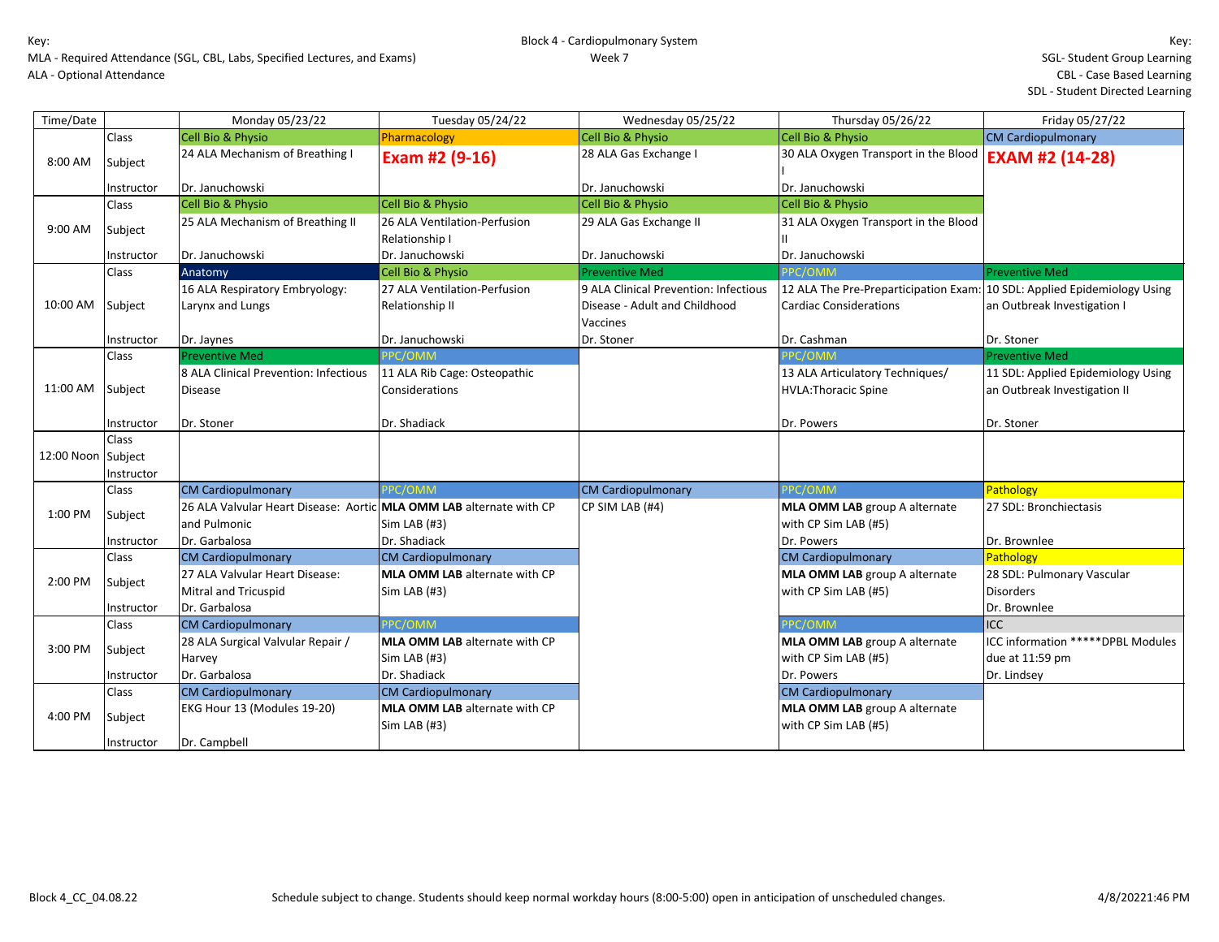Key:
MLA - Required Attendance (SGL, CBL, Labs, Specified Lectures, and Exams)
ALA - Optional Attendance

Block 4 - Cardiopulmonary System
Week 7

Key:
SGL- Student Group Learning
CBL - Case Based Learning
SDL - Student Directed Learning

| Time/Date | | Monday 05/23/22 | Tuesday 05/24/22 | Wednesday 05/25/22 | Thursday 05/26/22 | Friday 05/27/22 |
|---|---|---|---|---|---|---|
| 8:00 AM | Class | Cell Bio & Physio | Pharmacology | Cell Bio & Physio | Cell Bio & Physio | CM Cardiopulmonary |
| | Subject | 24 ALA Mechanism of Breathing I | **Exam #2 (9-16)** | 28 ALA Gas Exchange I | 30 ALA Oxygen Transport in the Blood I | **EXAM #2 (14-28)** |
| | Instructor | Dr. Januchowski | | Dr. Januchowski | Dr. Januchowski | |
| 9:00 AM | Class | Cell Bio & Physio | Cell Bio & Physio | Cell Bio & Physio | Cell Bio & Physio | |
| | Subject | 25 ALA Mechanism of Breathing II | 26 ALA Ventilation-Perfusion Relationship I | 29 ALA Gas Exchange II | 31 ALA Oxygen Transport in the Blood II | |
| | Instructor | Dr. Januchowski | Dr. Januchowski | Dr. Januchowski | Dr. Januchowski | |
| 10:00 AM | Class | Anatomy | Cell Bio & Physio | Preventive Med | PPC/OMM | Preventive Med |
| | Subject | 16 ALA Respiratory Embryology: Larynx and Lungs | 27 ALA Ventilation-Perfusion Relationship II | 9 ALA Clinical Prevention: Infectious Disease - Adult and Childhood Vaccines | 12 ALA The Pre-Preparticipation Exam: Cardiac Considerations | 10 SDL: Applied Epidemiology Using an Outbreak Investigation I |
| | Instructor | Dr. Jaynes | Dr. Januchowski | Dr. Stoner | Dr. Cashman | Dr. Stoner |
| 11:00 AM | Class | Preventive Med | PPC/OMM | | PPC/OMM | Preventive Med |
| | Subject | 8 ALA Clinical Prevention: Infectious Disease | 11 ALA Rib Cage: Osteopathic Considerations | | 13 ALA Articulatory Techniques/ HVLA:Thoracic Spine | 11 SDL: Applied Epidemiology Using an Outbreak Investigation II |
| | Instructor | Dr. Stoner | Dr. Shadiack | | Dr. Powers | Dr. Stoner |
| 12:00 Noon | Class | | | | | |
| | Subject | | | | | |
| | Instructor | | | | | |
| 1:00 PM | Class | CM Cardiopulmonary | PPC/OMM | CM Cardiopulmonary | PPC/OMM | Pathology |
| | Subject | 26 ALA Valvular Heart Disease: Aortic and Pulmonic | **MLA OMM LAB** alternate with CP Sim LAB (#3) | CP SIM LAB (#4) | **MLA OMM LAB** group A alternate with CP Sim LAB (#5) | 27 SDL: Bronchiectasis |
| | Instructor | Dr. Garbalosa | Dr. Shadiack | | Dr. Powers | Dr. Brownlee |
| 2:00 PM | Class | CM Cardiopulmonary | CM Cardiopulmonary | | CM Cardiopulmonary | Pathology |
| | Subject | 27 ALA Valvular Heart Disease: Mitral and Tricuspid | **MLA OMM LAB** alternate with CP Sim LAB (#3) | | **MLA OMM LAB** group A alternate with CP Sim LAB (#5) | 28 SDL: Pulmonary Vascular Disorders |
| | Instructor | Dr. Garbalosa | | | | Dr. Brownlee |
| 3:00 PM | Class | CM Cardiopulmonary | PPC/OMM | | PPC/OMM | ICC |
| | Subject | 28 ALA Surgical Valvular Repair / Harvey | **MLA OMM LAB** alternate with CP Sim LAB (#3) | | **MLA OMM LAB** group A alternate with CP Sim LAB (#5) | ICC information *****DPBL Modules due at 11:59 pm |
| | Instructor | Dr. Garbalosa | Dr. Shadiack | | Dr. Powers | Dr. Lindsey |
| 4:00 PM | Class | CM Cardiopulmonary | CM Cardiopulmonary | | CM Cardiopulmonary | |
| | Subject | EKG Hour 13 (Modules 19-20) | **MLA OMM LAB** alternate with CP Sim LAB (#3) | | **MLA OMM LAB** group A alternate with CP Sim LAB (#5) | |
| | Instructor | Dr. Campbell | | | | |

Block 4_CC_04.08.22 Schedule subject to change. Students should keep normal workday hours (8:00-5:00) open in anticipation of unscheduled changes. 4/8/20221:46 PM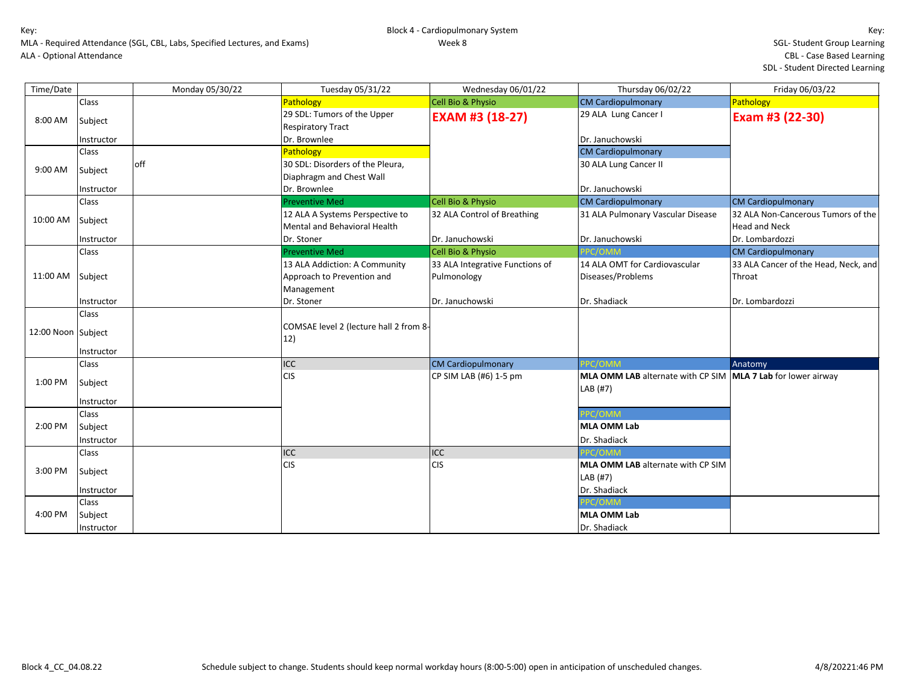Key:
MLA - Required Attendance (SGL, CBL, Labs, Specified Lectures, and Exams)
ALA - Optional Attendance

Block 4 - Cardiopulmonary System
Week 8

Key:
SGL- Student Group Learning
CBL - Case Based Learning
SDL - Student Directed Learning

| Time/Date | | Monday 05/30/22 | Tuesday 05/31/22 | Wednesday 06/01/22 | Thursday 06/02/22 | Friday 06/03/22 |
|---|---|---|---|---|---|---|
| 8:00 AM | Class | | Pathology | Cell Bio & Physio | CM Cardiopulmonary | Pathology |
| | Subject | | 29 SDL: Tumors of the Upper Respiratory Tract | **EXAM #3 (18-27)** | 29 ALA Lung Cancer I | **Exam #3 (22-30)** |
| | Instructor | | Dr. Brownlee | | Dr. Januchowski | |
| 9:00 AM | Class | | Pathology | | CM Cardiopulmonary | |
| | Subject | off | 30 SDL: Disorders of the Pleura, Diaphragm and Chest Wall | | 30 ALA Lung Cancer II | |
| | Instructor | | Dr. Brownlee | | Dr. Januchowski | |
| 10:00 AM | Class | | Preventive Med | Cell Bio & Physio | CM Cardiopulmonary | CM Cardiopulmonary |
| | Subject | | 12 ALA A Systems Perspective to Mental and Behavioral Health | 32 ALA Control of Breathing | 31 ALA Pulmonary Vascular Disease | 32 ALA Non-Cancerous Tumors of the Head and Neck |
| | Instructor | | Dr. Stoner | Dr. Januchowski | Dr. Januchowski | Dr. Lombardozzi |
| 11:00 AM | Class | | Preventive Med | Cell Bio & Physio | PPC/OMM | CM Cardiopulmonary |
| | Subject | | 13 ALA Addiction: A Community Approach to Prevention and Management | 33 ALA Integrative Functions of Pulmonology | 14 ALA OMT for Cardiovascular Diseases/Problems | 33 ALA Cancer of the Head, Neck, and Throat |
| | Instructor | | Dr. Stoner | Dr. Januchowski | Dr. Shadiack | Dr. Lombardozzi |
| 12:00 Noon | Class | | | | | |
| | Subject | | COMSAE level 2 (lecture hall 2 from 8-12) | | | |
| | Instructor | | | | | |
| 1:00 PM | Class | | ICC | CM Cardiopulmonary | PPC/OMM | Anatomy |
| | Subject | | CIS | CP SIM LAB (#6) 1-5 pm | **MLA OMM LAB** alternate with CP SIM LAB (#7) | **MLA 7 Lab** for lower airway |
| | Instructor | | | | | |
| 2:00 PM | Class | | | | PPC/OMM | |
| | Subject | | | | **MLA OMM Lab** | |
| | Instructor | | | | Dr. Shadiack | |
| 3:00 PM | Class | | ICC | ICC | PPC/OMM | |
| | Subject | | CIS | CIS | **MLA OMM LAB** alternate with CP SIM LAB (#7) | |
| | Instructor | | | | Dr. Shadiack | |
| 4:00 PM | Class | | | | PPC/OMM | |
| | Subject | | | | **MLA OMM Lab** | |
| | Instructor | | | | Dr. Shadiack | |

Block 4_CC_04.08.22 — Schedule subject to change. Students should keep normal workday hours (8:00-5:00) open in anticipation of unscheduled changes. — 4/8/20221:46 PM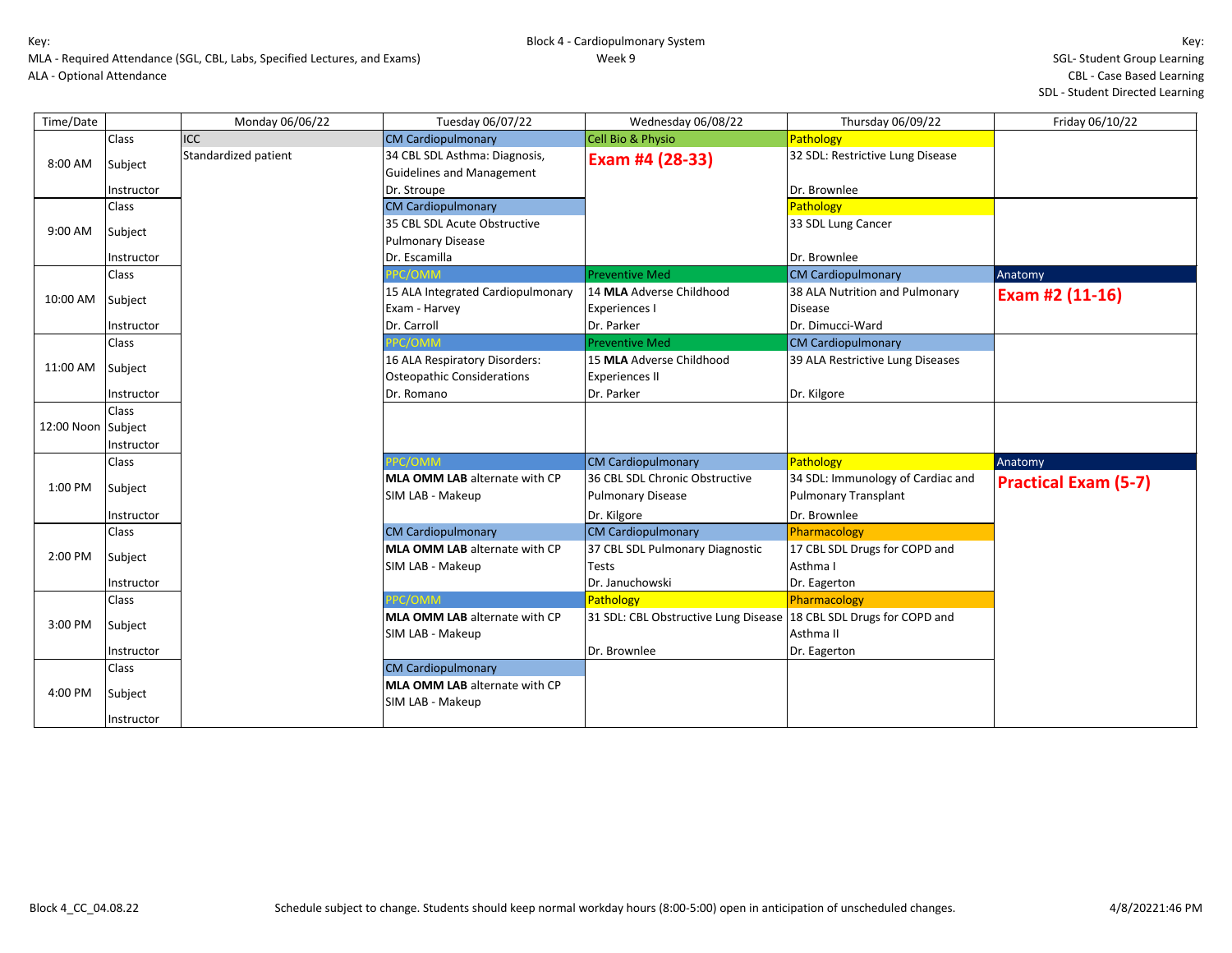Key:
MLA - Required Attendance (SGL, CBL, Labs, Specified Lectures, and Exams)
ALA - Optional Attendance

Block 4 - Cardiopulmonary System
Week 9

Key:
SGL- Student Group Learning
CBL - Case Based Learning
SDL - Student Directed Learning

| Time/Date | | Monday 06/06/22 | Tuesday 06/07/22 | Wednesday 06/08/22 | Thursday 06/09/22 | Friday 06/10/22 |
|---|---|---|---|---|---|---|
| 8:00 AM | Class | ICC | CM Cardiopulmonary | Cell Bio & Physio | Pathology | |
| | Subject | Standardized patient | 34 CBL SDL Asthma: Diagnosis, Guidelines and Management | **Exam #4 (28-33)** | 32 SDL: Restrictive Lung Disease | |
| | Instructor | | Dr. Stroupe | | Dr. Brownlee | |
| 9:00 AM | Class | | CM Cardiopulmonary | | Pathology | |
| | Subject | | 35 CBL SDL Acute Obstructive Pulmonary Disease | | 33 SDL Lung Cancer | |
| | Instructor | | Dr. Escamilla | | Dr. Brownlee | |
| 10:00 AM | Class | | PPC/OMM | Preventive Med | CM Cardiopulmonary | Anatomy |
| | Subject | | 15 ALA Integrated Cardiopulmonary Exam - Harvey | 14 **MLA** Adverse Childhood Experiences I | 38 ALA Nutrition and Pulmonary Disease | **Exam #2 (11-16)** |
| | Instructor | | Dr. Carroll | Dr. Parker | Dr. Dimucci-Ward | |
| 11:00 AM | Class | | PPC/OMM | Preventive Med | CM Cardiopulmonary | |
| | Subject | | 16 ALA Respiratory Disorders: Osteopathic Considerations | 15 **MLA** Adverse Childhood Experiences II | 39 ALA Restrictive Lung Diseases | |
| | Instructor | | Dr. Romano | Dr. Parker | Dr. Kilgore | |
| 12:00 Noon | Class | | | | | |
| | Subject | | | | | |
| | Instructor | | | | | |
| 1:00 PM | Class | | PPC/OMM | CM Cardiopulmonary | Pathology | Anatomy |
| | Subject | | **MLA OMM LAB** alternate with CP SIM LAB - Makeup | 36 CBL SDL Chronic Obstructive Pulmonary Disease | 34 SDL: Immunology of Cardiac and Pulmonary Transplant | **Practical Exam (5-7)** |
| | Instructor | | | Dr. Kilgore | Dr. Brownlee | |
| 2:00 PM | Class | | CM Cardiopulmonary | CM Cardiopulmonary | Pharmacology | |
| | Subject | | **MLA OMM LAB** alternate with CP SIM LAB - Makeup | 37 CBL SDL Pulmonary Diagnostic Tests | 17 CBL SDL Drugs for COPD and Asthma I | |
| | Instructor | | | Dr. Januchowski | Dr. Eagerton | |
| 3:00 PM | Class | | PPC/OMM | Pathology | Pharmacology | |
| | Subject | | **MLA OMM LAB** alternate with CP SIM LAB - Makeup | 31 SDL: CBL Obstructive Lung Disease | 18 CBL SDL Drugs for COPD and Asthma II | |
| | Instructor | | | Dr. Brownlee | Dr. Eagerton | |
| 4:00 PM | Class | | CM Cardiopulmonary | | | |
| | Subject | | **MLA OMM LAB** alternate with CP SIM LAB - Makeup | | | |
| | Instructor | | | | | |

Block 4_CC_04.08.22 Schedule subject to change. Students should keep normal workday hours (8:00-5:00) open in anticipation of unscheduled changes. 4/8/20221:46 PM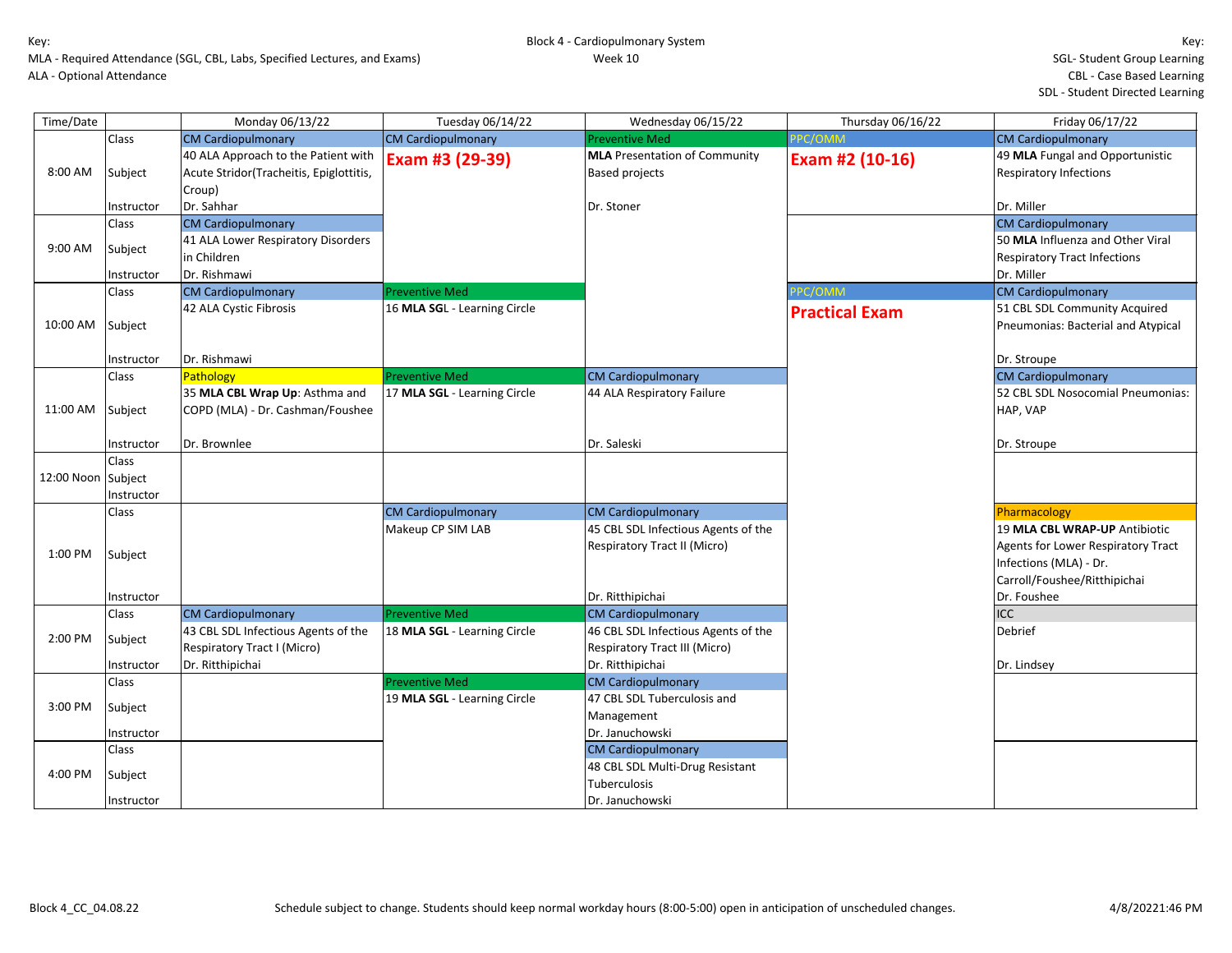Key:
MLA - Required Attendance (SGL, CBL, Labs, Specified Lectures, and Exams)
ALA - Optional Attendance

Block 4 - Cardiopulmonary System
Week 10

Key:
SGL- Student Group Learning
CBL - Case Based Learning
SDL - Student Directed Learning

| Time/Date | | Monday 06/13/22 | Tuesday 06/14/22 | Wednesday 06/15/22 | Thursday 06/16/22 | Friday 06/17/22 |
|---|---|---|---|---|---|---|
| 8:00 AM | Class | CM Cardiopulmonary | CM Cardiopulmonary | Preventive Med | PPC/OMM | CM Cardiopulmonary |
| | Subject | 40 ALA Approach to the Patient with Acute Stridor(Tracheitis, Epiglottitis, Croup) | **Exam #3 (29-39)** | **MLA** Presentation of Community Based projects | **Exam #2 (10-16)** | 49 **MLA** Fungal and Opportunistic Respiratory Infections |
| | Instructor | Dr. Sahhar | | Dr. Stoner | | Dr. Miller |
| 9:00 AM | Class | CM Cardiopulmonary | | | | CM Cardiopulmonary |
| | Subject | 41 ALA Lower Respiratory Disorders in Children | | | | 50 **MLA** Influenza and Other Viral Respiratory Tract Infections |
| | Instructor | Dr. Rishmawi | | | | Dr. Miller |
| 10:00 AM | Class | CM Cardiopulmonary | Preventive Med | | PPC/OMM | CM Cardiopulmonary |
| | Subject | 42 ALA Cystic Fibrosis | 16 **MLA SG**L - Learning Circle | | **Practical Exam** | 51 CBL SDL Community Acquired Pneumonias: Bacterial and Atypical |
| | Instructor | Dr. Rishmawi | | | | Dr. Stroupe |
| 11:00 AM | Class | Pathology | Preventive Med | CM Cardiopulmonary | | CM Cardiopulmonary |
| | Subject | 35 **MLA CBL Wrap Up**: Asthma and COPD (MLA) - Dr. Cashman/Foushee | 17 **MLA SGL** - Learning Circle | 44 ALA Respiratory Failure | | 52 CBL SDL Nosocomial Pneumonias: HAP, VAP |
| | Instructor | Dr. Brownlee | | Dr. Saleski | | Dr. Stroupe |
| 12:00 Noon | Class | | | | | |
| | Subject | | | | | |
| | Instructor | | | | | |
| 1:00 PM | Class | | CM Cardiopulmonary | CM Cardiopulmonary | | Pharmacology |
| | Subject | | Makeup CP SIM LAB | 45 CBL SDL Infectious Agents of the Respiratory Tract II (Micro) | | 19 **MLA CBL WRAP-UP** Antibiotic Agents for Lower Respiratory Tract Infections (MLA) - Dr. Carroll/Foushee/Ritthipichai |
| | Instructor | | | Dr. Ritthipichai | | Dr. Foushee |
| 2:00 PM | Class | CM Cardiopulmonary | Preventive Med | CM Cardiopulmonary | | ICC |
| | Subject | 43 CBL SDL Infectious Agents of the Respiratory Tract I (Micro) | 18 **MLA SGL** - Learning Circle | 46 CBL SDL Infectious Agents of the Respiratory Tract III (Micro) | | Debrief |
| | Instructor | Dr. Ritthipichai | | Dr. Ritthipichai | | Dr. Lindsey |
| 3:00 PM | Class | | Preventive Med | CM Cardiopulmonary | | |
| | Subject | | 19 **MLA SGL** - Learning Circle | 47 CBL SDL Tuberculosis and Management | | |
| | Instructor | | | Dr. Januchowski | | |
| 4:00 PM | Class | | | CM Cardiopulmonary | | |
| | Subject | | | 48 CBL SDL Multi-Drug Resistant Tuberculosis | | |
| | Instructor | | | Dr. Januchowski | | |

Block 4_CC_04.08.22 Schedule subject to change. Students should keep normal workday hours (8:00-5:00) open in anticipation of unscheduled changes. 4/8/20221:46 PM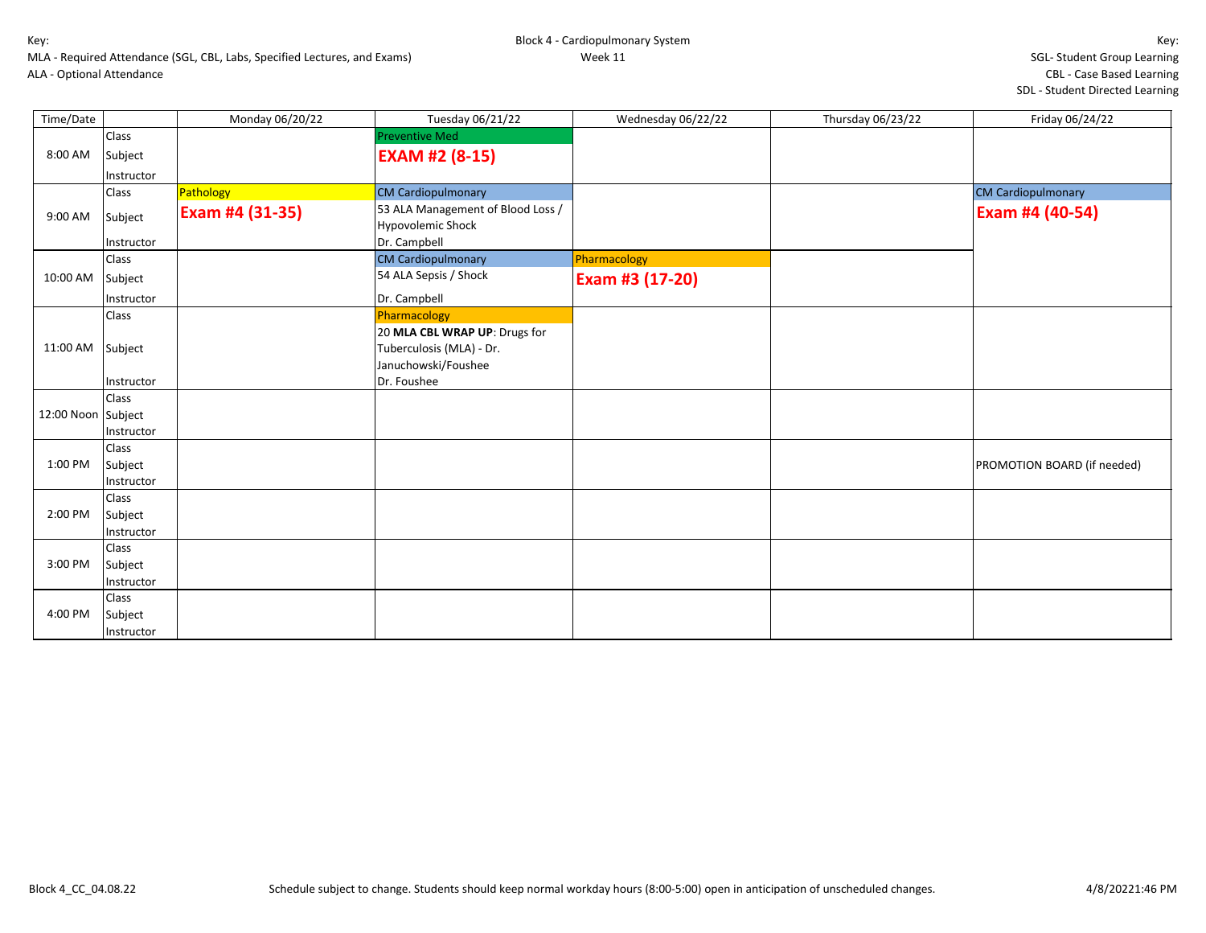Key:
MLA - Required Attendance (SGL, CBL, Labs, Specified Lectures, and Exams)
ALA - Optional Attendance

Block 4 - Cardiopulmonary System
Week 11

Key:
SGL- Student Group Learning
CBL - Case Based Learning
SDL - Student Directed Learning

| Time/Date | | Monday 06/20/22 | Tuesday 06/21/22 | Wednesday 06/22/22 | Thursday 06/23/22 | Friday 06/24/22 |
|---|---|---|---|---|---|---|
| 8:00 AM | Class | | Preventive Med | | | |
| | Subject | | **EXAM #2 (8-15)** | | | |
| | Instructor | | | | | |
| 9:00 AM | Class | Pathology | CM Cardiopulmonary | | | CM Cardiopulmonary |
| | Subject | **Exam #4 (31-35)** | 53 ALA Management of Blood Loss / Hypovolemic Shock | | | **Exam #4 (40-54)** |
| | Instructor | | Dr. Campbell | | | |
| 10:00 AM | Class | | CM Cardiopulmonary | Pharmacology | | |
| | Subject | | 54 ALA Sepsis / Shock | **Exam #3 (17-20)** | | |
| | Instructor | | Dr. Campbell | | | |
| 11:00 AM | Class | | Pharmacology | | | |
| | Subject | | 20 **MLA CBL WRAP UP**: Drugs for Tuberculosis (MLA) - Dr. Januchowski/Foushee | | | |
| | Instructor | | Dr. Foushee | | | |
| 12:00 Noon | Class | | | | | |
| | Subject | | | | | |
| | Instructor | | | | | |
| 1:00 PM | Class | | | | | |
| | Subject | | | | | PROMOTION BOARD (if needed) |
| | Instructor | | | | | |
| 2:00 PM | Class | | | | | |
| | Subject | | | | | |
| | Instructor | | | | | |
| 3:00 PM | Class | | | | | |
| | Subject | | | | | |
| | Instructor | | | | | |
| 4:00 PM | Class | | | | | |
| | Subject | | | | | |
| | Instructor | | | | | |

Block 4_CC_04.08.22

Schedule subject to change. Students should keep normal workday hours (8:00-5:00) open in anticipation of unscheduled changes.

4/8/20221:46 PM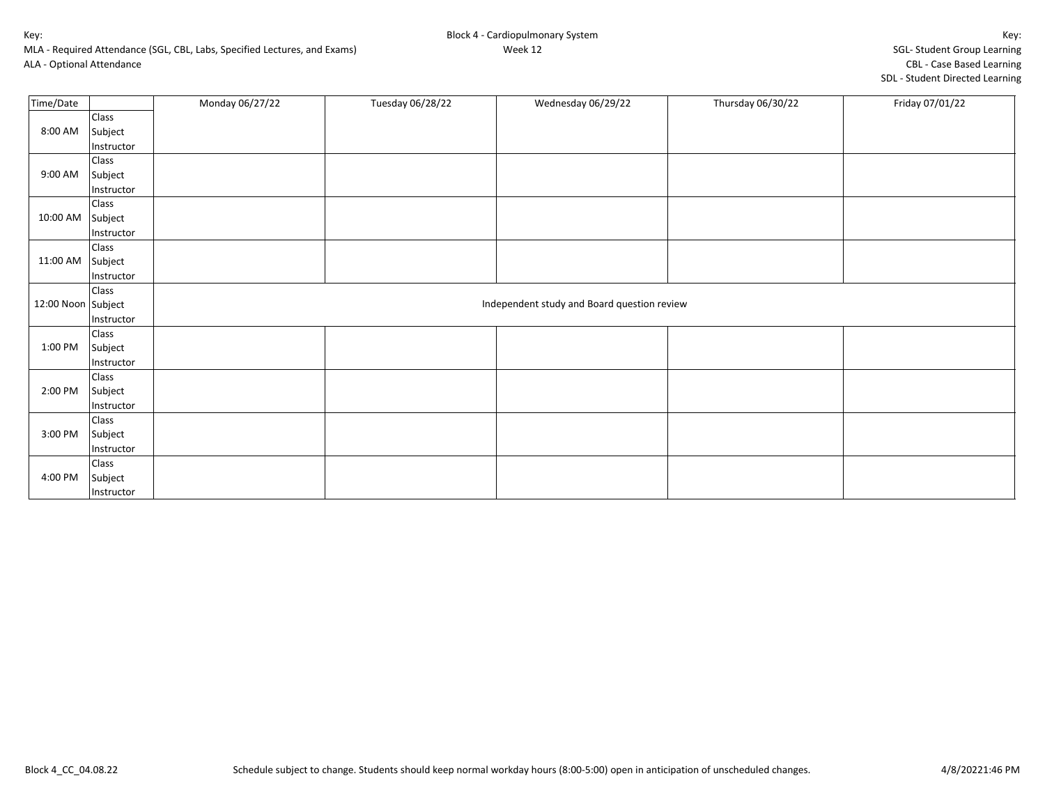Key:
MLA - Required Attendance (SGL, CBL, Labs, Specified Lectures, and Exams)
ALA - Optional Attendance

Block 4 - Cardiopulmonary System
Week 12

Key:
SGL- Student Group Learning
CBL - Case Based Learning
SDL - Student Directed Learning

| Time/Date | | Monday 06/27/22 | Tuesday 06/28/22 | Wednesday 06/29/22 | Thursday 06/30/22 | Friday 07/01/22 |
|---|---|---|---|---|---|---|
| 8:00 AM | Class<br>Subject<br>Instructor | | | | | |
| 9:00 AM | Class<br>Subject<br>Instructor | | | | | |
| 10:00 AM | Class<br>Subject<br>Instructor | | | | | |
| 11:00 AM | Class<br>Subject<br>Instructor | | | | | |
| 12:00 Noon | Class<br>Subject<br>Instructor | Independent study and Board question review | | | | |
| 1:00 PM | Class<br>Subject<br>Instructor | | | | | |
| 2:00 PM | Class<br>Subject<br>Instructor | | | | | |
| 3:00 PM | Class<br>Subject<br>Instructor | | | | | |
| 4:00 PM | Class<br>Subject<br>Instructor | | | | | |

Block 4_CC_04.08.22

Schedule subject to change. Students should keep normal workday hours (8:00-5:00) open in anticipation of unscheduled changes.

4/8/20221:46 PM